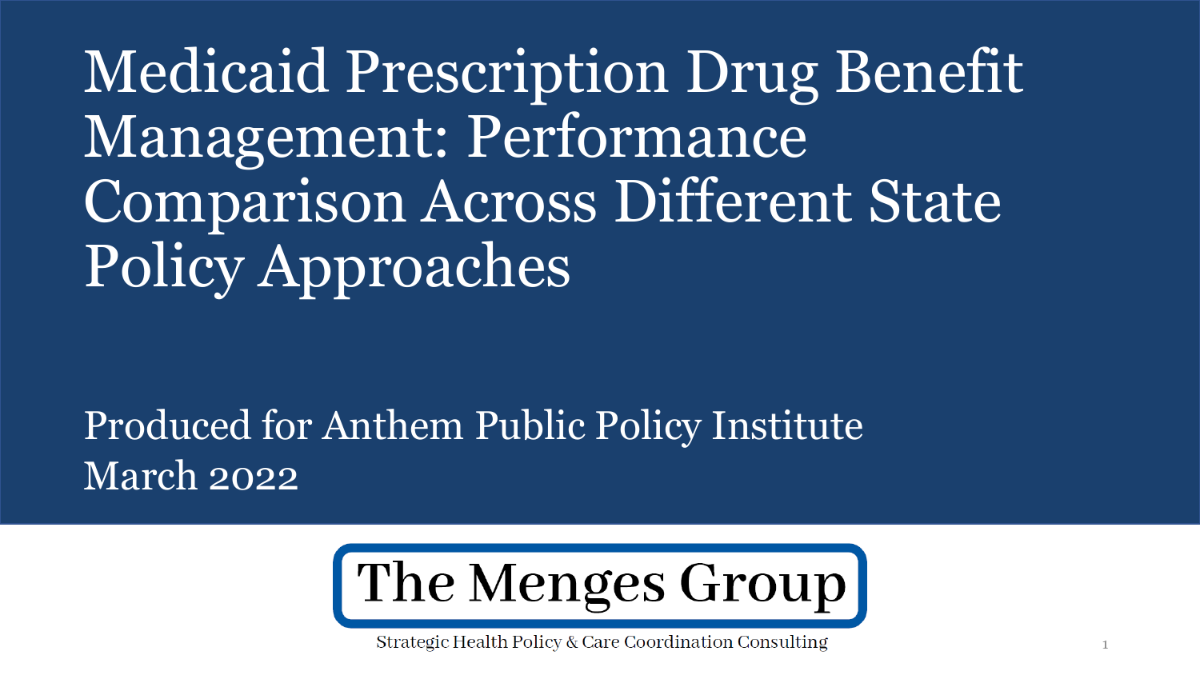# Medicaid Prescription Drug Benefit Management: Performance Comparison Across Different State Policy Approaches

Produced for Anthem Public Policy Institute
March 2022

**The Menges Group**

Strategic Health Policy & Care Coordination Consulting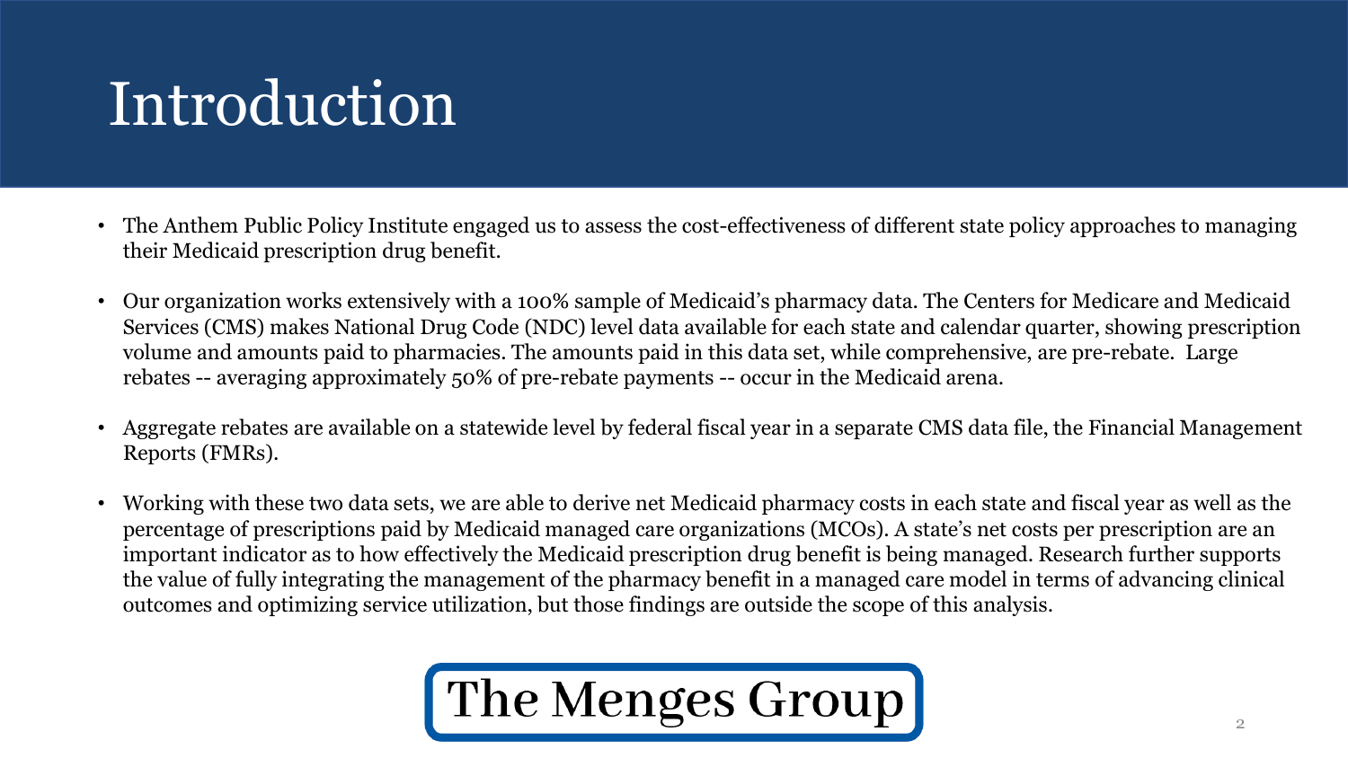# Introduction

- The Anthem Public Policy Institute engaged us to assess the cost-effectiveness of different state policy approaches to managing their Medicaid prescription drug benefit.

- Our organization works extensively with a 100% sample of Medicaid's pharmacy data. The Centers for Medicare and Medicaid Services (CMS) makes National Drug Code (NDC) level data available for each state and calendar quarter, showing prescription volume and amounts paid to pharmacies. The amounts paid in this data set, while comprehensive, are pre-rebate. Large rebates -- averaging approximately 50% of pre-rebate payments -- occur in the Medicaid arena.

- Aggregate rebates are available on a statewide level by federal fiscal year in a separate CMS data file, the Financial Management Reports (FMRs).

- Working with these two data sets, we are able to derive net Medicaid pharmacy costs in each state and fiscal year as well as the percentage of prescriptions paid by Medicaid managed care organizations (MCOs). A state's net costs per prescription are an important indicator as to how effectively the Medicaid prescription drug benefit is being managed. Research further supports the value of fully integrating the management of the pharmacy benefit in a managed care model in terms of advancing clinical outcomes and optimizing service utilization, but those findings are outside the scope of this analysis.

**The Menges Group**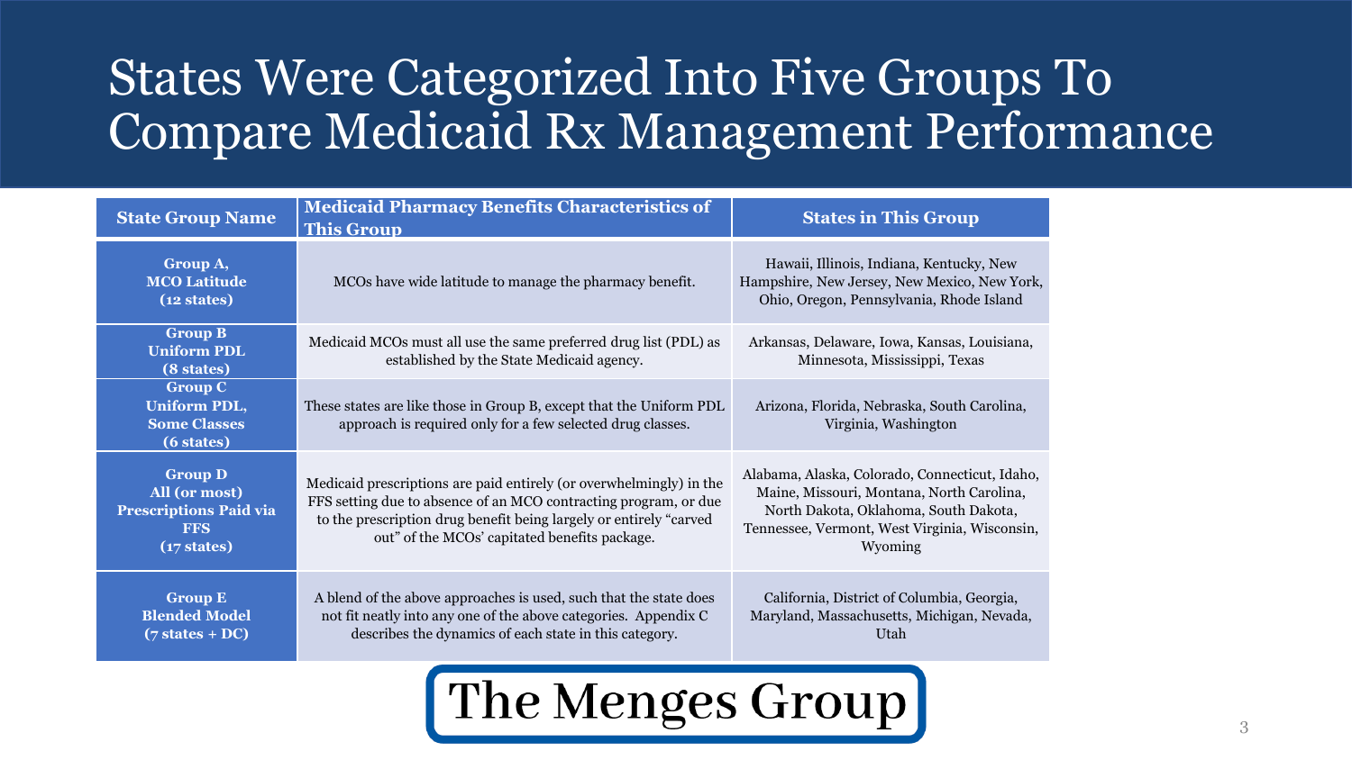# States Were Categorized Into Five Groups To Compare Medicaid Rx Management Performance

| State Group Name | Medicaid Pharmacy Benefits Characteristics of This Group | States in This Group |
|---|---|---|
| **Group A, MCO Latitude (12 states)** | MCOs have wide latitude to manage the pharmacy benefit. | Hawaii, Illinois, Indiana, Kentucky, New Hampshire, New Jersey, New Mexico, New York, Ohio, Oregon, Pennsylvania, Rhode Island |
| **Group B Uniform PDL (8 states)** | Medicaid MCOs must all use the same preferred drug list (PDL) as established by the State Medicaid agency. | Arkansas, Delaware, Iowa, Kansas, Louisiana, Minnesota, Mississippi, Texas |
| **Group C Uniform PDL, Some Classes (6 states)** | These states are like those in Group B, except that the Uniform PDL approach is required only for a few selected drug classes. | Arizona, Florida, Nebraska, South Carolina, Virginia, Washington |
| **Group D All (or most) Prescriptions Paid via FFS (17 states)** | Medicaid prescriptions are paid entirely (or overwhelmingly) in the FFS setting due to absence of an MCO contracting program, or due to the prescription drug benefit being largely or entirely "carved out" of the MCOs' capitated benefits package. | Alabama, Alaska, Colorado, Connecticut, Idaho, Maine, Missouri, Montana, North Carolina, North Dakota, Oklahoma, South Dakota, Tennessee, Vermont, West Virginia, Wisconsin, Wyoming |
| **Group E Blended Model (7 states + DC)** | A blend of the above approaches is used, such that the state does not fit neatly into any one of the above categories. Appendix C describes the dynamics of each state in this category. | California, District of Columbia, Georgia, Maryland, Massachusetts, Michigan, Nevada, Utah |

The Menges Group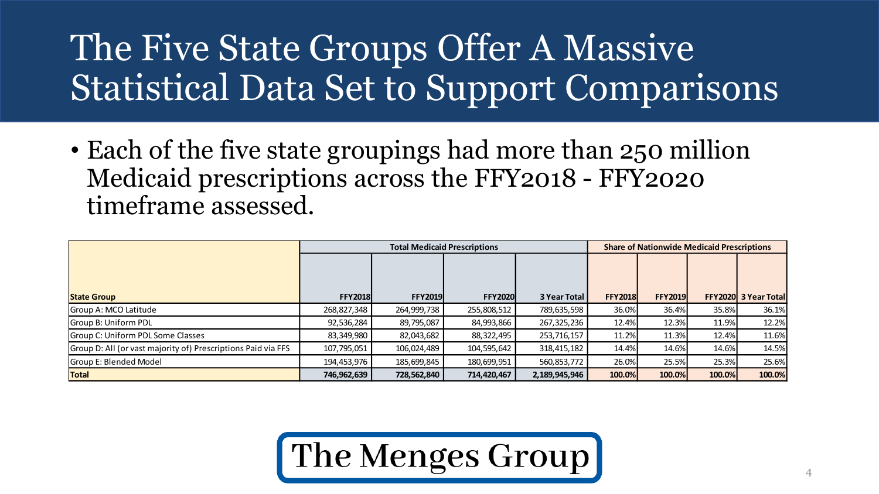# The Five State Groups Offer A Massive Statistical Data Set to Support Comparisons

- Each of the five state groupings had more than 250 million Medicaid prescriptions across the FFY2018 - FFY2020 timeframe assessed.

| | Total Medicaid Prescriptions | | | | Share of Nationwide Medicaid Prescriptions | | | |
|---|---|---|---|---|---|---|---|---|
| **State Group** | **FFY2018** | **FFY2019** | **FFY2020** | **3 Year Total** | **FFY2018** | **FFY2019** | **FFY2020** | **3 Year Total** |
| Group A: MCO Latitude | 268,827,348 | 264,999,738 | 255,808,512 | 789,635,598 | 36.0% | 36.4% | 35.8% | 36.1% |
| Group B: Uniform PDL | 92,536,284 | 89,795,087 | 84,993,866 | 267,325,236 | 12.4% | 12.3% | 11.9% | 12.2% |
| Group C: Uniform PDL Some Classes | 83,349,980 | 82,043,682 | 88,322,495 | 253,716,157 | 11.2% | 11.3% | 12.4% | 11.6% |
| Group D: All (or vast majority of) Prescriptions Paid via FFS | 107,795,051 | 106,024,489 | 104,595,642 | 318,415,182 | 14.4% | 14.6% | 14.6% | 14.5% |
| Group E: Blended Model | 194,453,976 | 185,699,845 | 180,699,951 | 560,853,772 | 26.0% | 25.5% | 25.3% | 25.6% |
| **Total** | **746,962,639** | **728,562,840** | **714,420,467** | **2,189,945,946** | **100.0%** | **100.0%** | **100.0%** | **100.0%** |

The Menges Group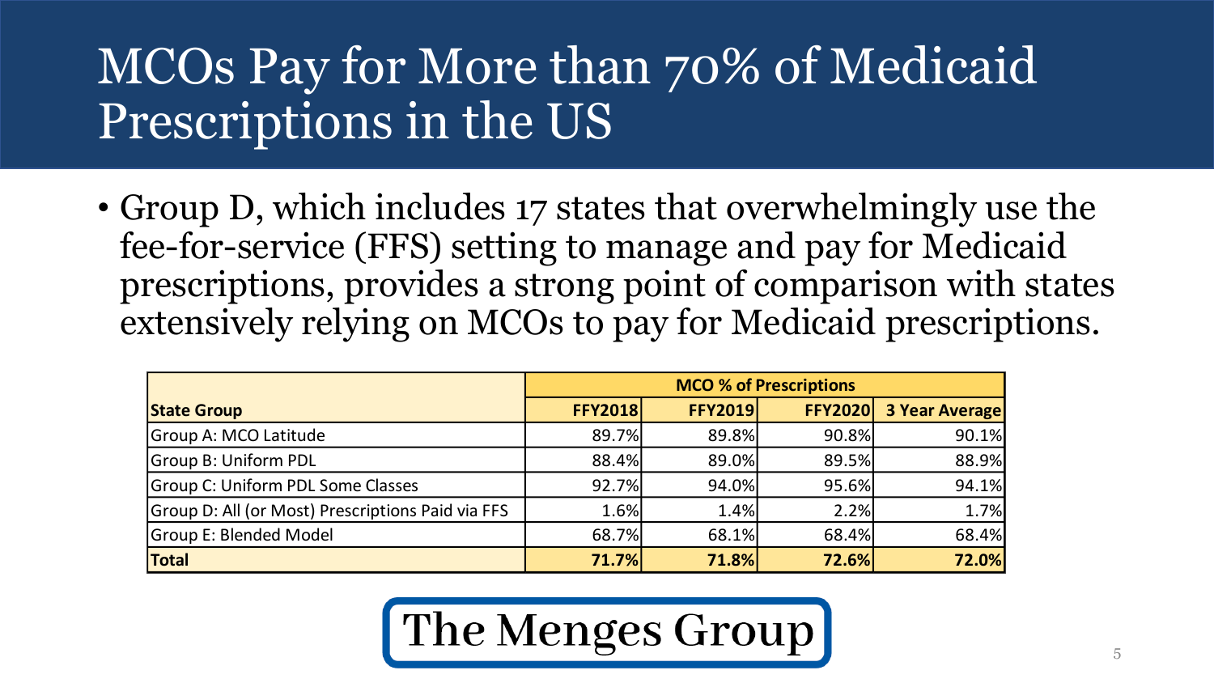# MCOs Pay for More than 70% of Medicaid Prescriptions in the US

- Group D, which includes 17 states that overwhelmingly use the fee-for-service (FFS) setting to manage and pay for Medicaid prescriptions, provides a strong point of comparison with states extensively relying on MCOs to pay for Medicaid prescriptions.

| | MCO % of Prescriptions | | | |
|---|---|---|---|---|
| **State Group** | **FFY2018** | **FFY2019** | **FFY2020** | **3 Year Average** |
| Group A: MCO Latitude | 89.7% | 89.8% | 90.8% | 90.1% |
| Group B: Uniform PDL | 88.4% | 89.0% | 89.5% | 88.9% |
| Group C: Uniform PDL Some Classes | 92.7% | 94.0% | 95.6% | 94.1% |
| Group D: All (or Most) Prescriptions Paid via FFS | 1.6% | 1.4% | 2.2% | 1.7% |
| Group E: Blended Model | 68.7% | 68.1% | 68.4% | 68.4% |
| **Total** | **71.7%** | **71.8%** | **72.6%** | **72.0%** |

The Menges Group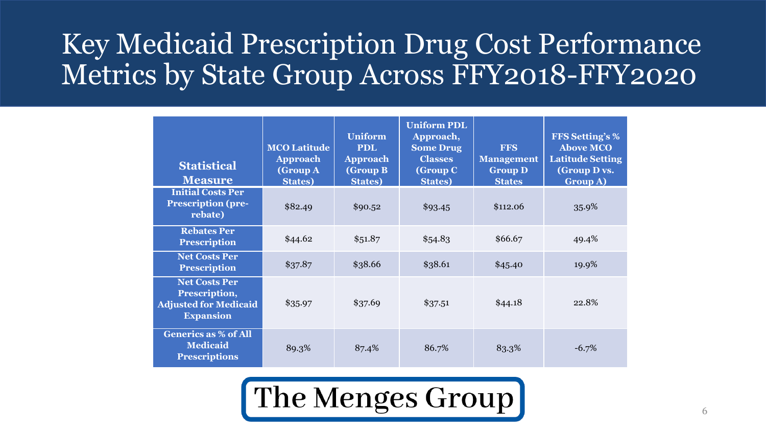# Key Medicaid Prescription Drug Cost Performance Metrics by State Group Across FFY2018-FFY2020

| Statistical Measure | MCO Latitude Approach (Group A States) | Uniform PDL Approach (Group B States) | Uniform PDL Approach, Some Drug Classes (Group C States) | FFS Management Group D States | FFS Setting's % Above MCO Latitude Setting (Group D vs. Group A) |
|---|---|---|---|---|---|
| Initial Costs Per Prescription (pre-rebate) | $82.49 | $90.52 | $93.45 | $112.06 | 35.9% |
| Rebates Per Prescription | $44.62 | $51.87 | $54.83 | $66.67 | 49.4% |
| Net Costs Per Prescription | $37.87 | $38.66 | $38.61 | $45.40 | 19.9% |
| Net Costs Per Prescription, Adjusted for Medicaid Expansion | $35.97 | $37.69 | $37.51 | $44.18 | 22.8% |
| Generics as % of All Medicaid Prescriptions | 89.3% | 87.4% | 86.7% | 83.3% | -6.7% |

The Menges Group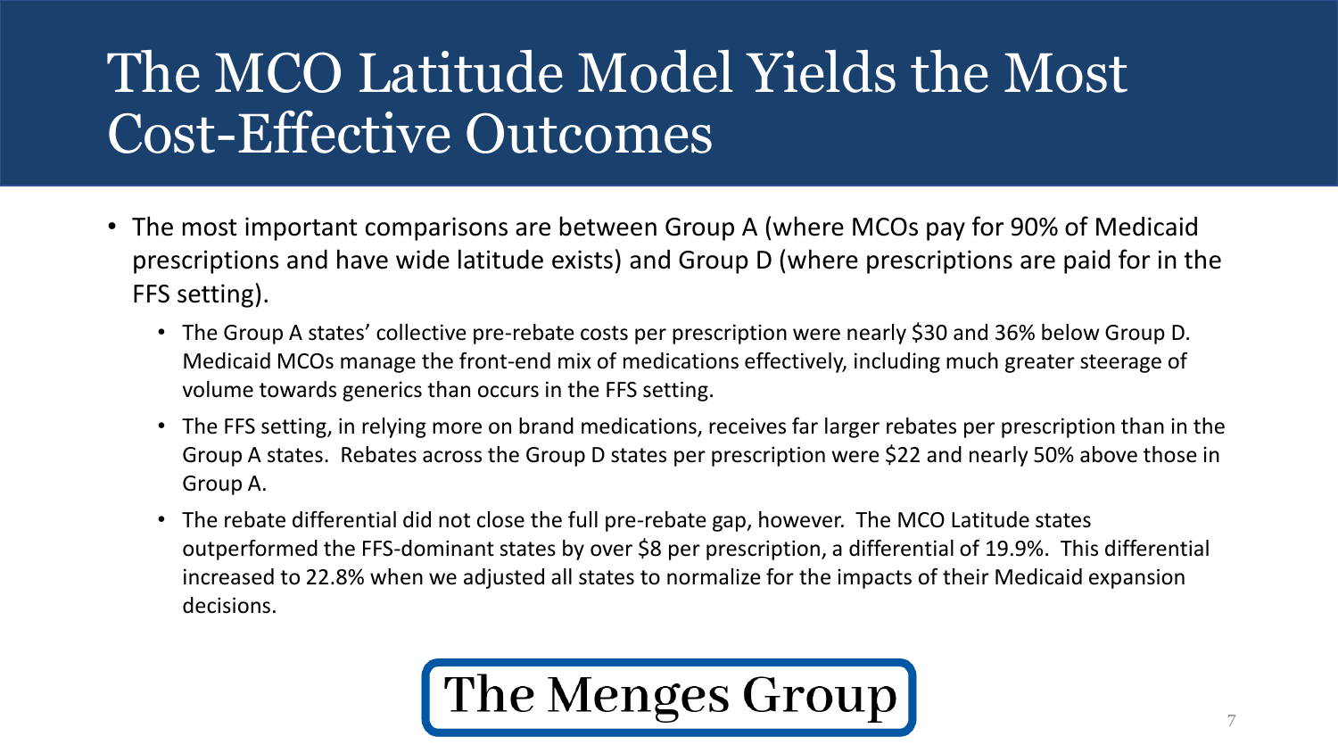# The MCO Latitude Model Yields the Most Cost-Effective Outcomes

- The most important comparisons are between Group A (where MCOs pay for 90% of Medicaid prescriptions and have wide latitude exists) and Group D (where prescriptions are paid for in the FFS setting).
  - The Group A states' collective pre-rebate costs per prescription were nearly $30 and 36% below Group D. Medicaid MCOs manage the front-end mix of medications effectively, including much greater steerage of volume towards generics than occurs in the FFS setting.
  - The FFS setting, in relying more on brand medications, receives far larger rebates per prescription than in the Group A states. Rebates across the Group D states per prescription were $22 and nearly 50% above those in Group A.
  - The rebate differential did not close the full pre-rebate gap, however. The MCO Latitude states outperformed the FFS-dominant states by over $8 per prescription, a differential of 19.9%. This differential increased to 22.8% when we adjusted all states to normalize for the impacts of their Medicaid expansion decisions.

The Menges Group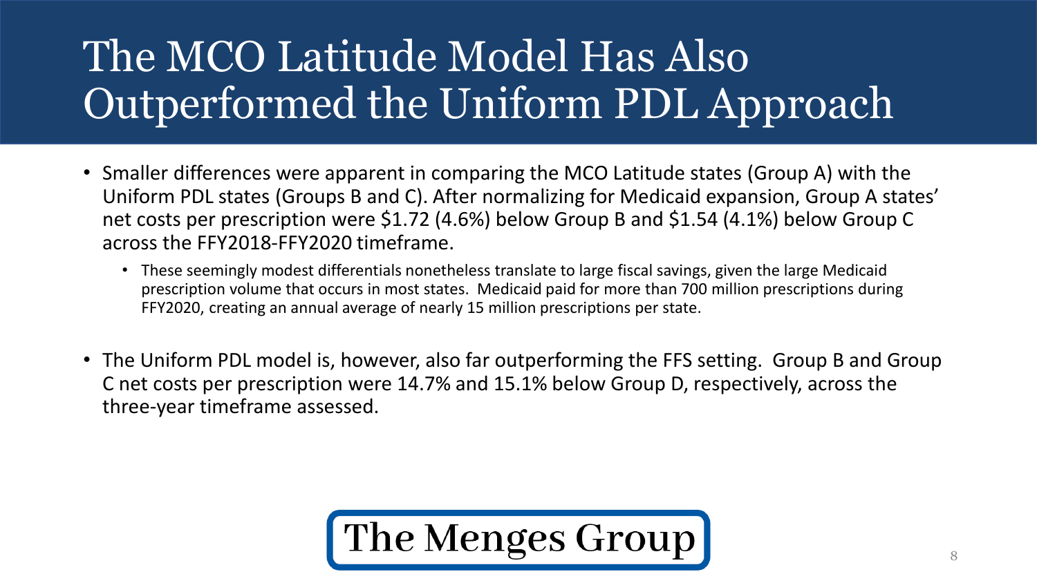# The MCO Latitude Model Has Also Outperformed the Uniform PDL Approach

- Smaller differences were apparent in comparing the MCO Latitude states (Group A) with the Uniform PDL states (Groups B and C). After normalizing for Medicaid expansion, Group A states' net costs per prescription were $1.72 (4.6%) below Group B and $1.54 (4.1%) below Group C across the FFY2018-FFY2020 timeframe.
  - These seemingly modest differentials nonetheless translate to large fiscal savings, given the large Medicaid prescription volume that occurs in most states. Medicaid paid for more than 700 million prescriptions during FFY2020, creating an annual average of nearly 15 million prescriptions per state.

- The Uniform PDL model is, however, also far outperforming the FFS setting. Group B and Group C net costs per prescription were 14.7% and 15.1% below Group D, respectively, across the three-year timeframe assessed.

The Menges Group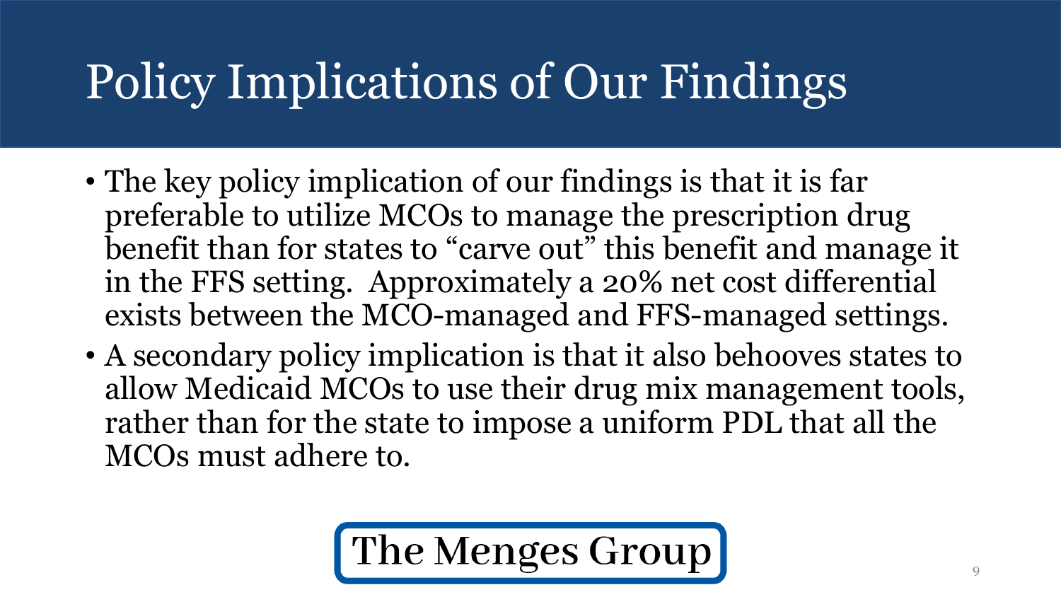# Policy Implications of Our Findings

- The key policy implication of our findings is that it is far preferable to utilize MCOs to manage the prescription drug benefit than for states to "carve out" this benefit and manage it in the FFS setting. Approximately a 20% net cost differential exists between the MCO-managed and FFS-managed settings.
- A secondary policy implication is that it also behooves states to allow Medicaid MCOs to use their drug mix management tools, rather than for the state to impose a uniform PDL that all the MCOs must adhere to.

The Menges Group